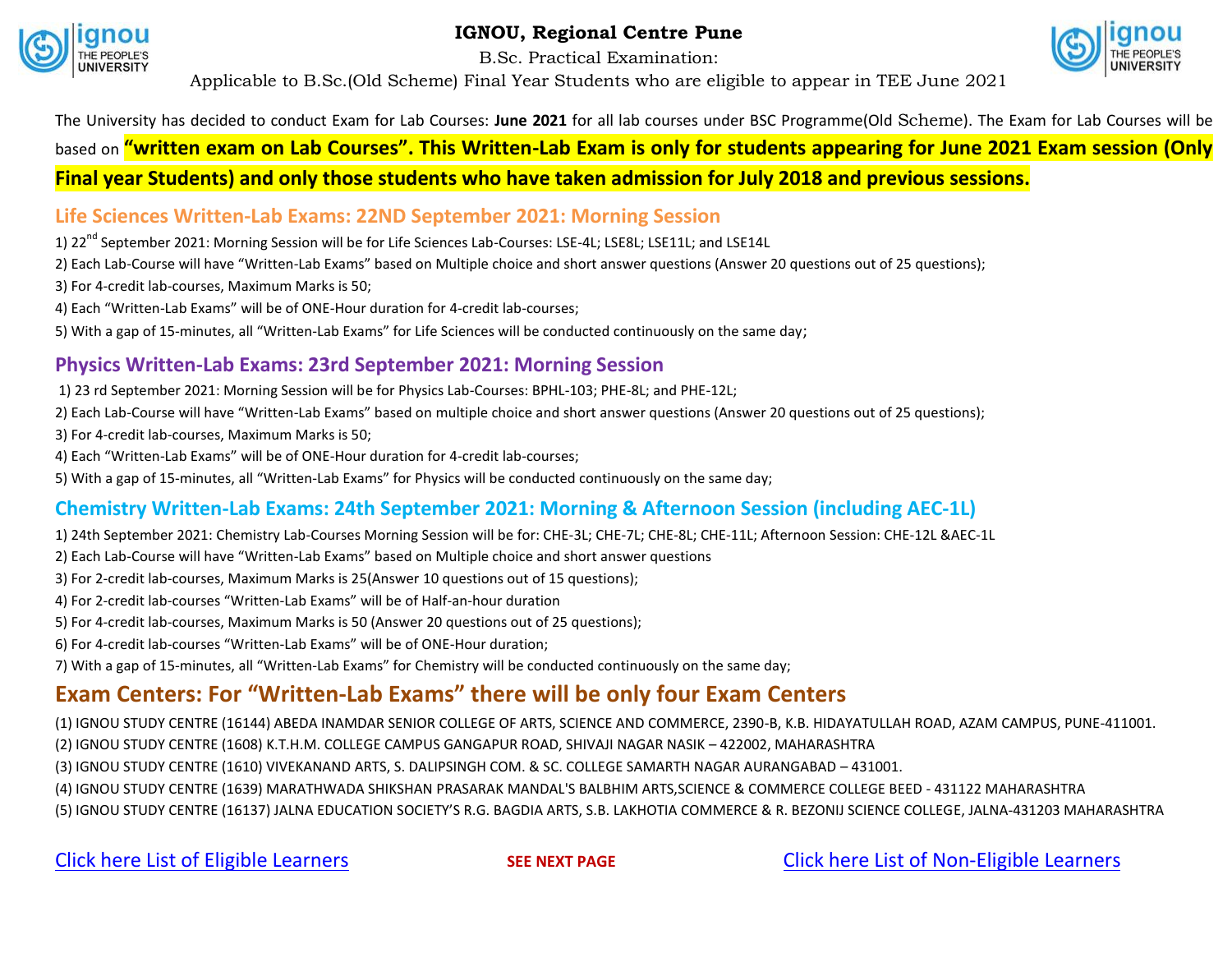# IGNOU, Regional Centre Pune

B.Sc. Practical Examination:

Applicable to B.Sc.(Old Scheme) Final Year Students who are eligible to appear in TEE June 2021

The University has decided to conduct Exam for Lab Courses: **June 2021** for all lab courses under BSC Programme(Old Scheme). The Exam for Lab Courses will be based on **"written exam on Lab Courses". This Written-Lab Exam is only for students appearing for June 2021 Exam session (Only Final year Students) and only those students who have taken admission for July 2018 and previous sessions.**

## Life Sciences Written-Lab Exams: 22ND September 2021: Morning Session

1) 22nd September 2021: Morning Session will be for Life Sciences Lab-Courses: LSE-4L; LSE8L; LSE11L; and LSE14L
2) Each Lab-Course will have "Written-Lab Exams" based on Multiple choice and short answer questions (Answer 20 questions out of 25 questions);
3) For 4-credit lab-courses, Maximum Marks is 50;
4) Each "Written-Lab Exams" will be of ONE-Hour duration for 4-credit lab-courses;
5) With a gap of 15-minutes, all "Written-Lab Exams" for Life Sciences will be conducted continuously on the same day;

## Physics Written-Lab Exams: 23rd September 2021: Morning Session

1) 23 rd September 2021: Morning Session will be for Physics Lab-Courses: BPHL-103; PHE-8L; and PHE-12L;
2) Each Lab-Course will have "Written-Lab Exams" based on multiple choice and short answer questions (Answer 20 questions out of 25 questions);
3) For 4-credit lab-courses, Maximum Marks is 50;
4) Each "Written-Lab Exams" will be of ONE-Hour duration for 4-credit lab-courses;
5) With a gap of 15-minutes, all "Written-Lab Exams" for Physics will be conducted continuously on the same day;

## Chemistry Written-Lab Exams: 24th September 2021: Morning & Afternoon Session (including AEC-1L)

1) 24th September 2021: Chemistry Lab-Courses Morning Session will be for: CHE-3L; CHE-7L; CHE-8L; CHE-11L; Afternoon Session: CHE-12L &AEC-1L
2) Each Lab-Course will have "Written-Lab Exams" based on Multiple choice and short answer questions
3) For 2-credit lab-courses, Maximum Marks is 25(Answer 10 questions out of 15 questions);
4) For 2-credit lab-courses "Written-Lab Exams" will be of Half-an-hour duration
5) For 4-credit lab-courses, Maximum Marks is 50 (Answer 20 questions out of 25 questions);
6) For 4-credit lab-courses "Written-Lab Exams" will be of ONE-Hour duration;
7) With a gap of 15-minutes, all "Written-Lab Exams" for Chemistry will be conducted continuously on the same day;

## Exam Centers: For "Written-Lab Exams" there will be only four Exam Centers

(1) IGNOU STUDY CENTRE (16144) ABEDA INAMDAR SENIOR COLLEGE OF ARTS, SCIENCE AND COMMERCE, 2390-B, K.B. HIDAYATULLAH ROAD, AZAM CAMPUS, PUNE-411001.
(2) IGNOU STUDY CENTRE (1608) K.T.H.M. COLLEGE CAMPUS GANGAPUR ROAD, SHIVAJI NAGAR NASIK – 422002, MAHARASHTRA
(3) IGNOU STUDY CENTRE (1610) VIVEKANAND ARTS, S. DALIPSINGH COM. & SC. COLLEGE SAMARTH NAGAR AURANGABAD – 431001.
(4) IGNOU STUDY CENTRE (1639) MARATHWADA SHIKSHAN PRASARAK MANDAL'S BALBHIM ARTS,SCIENCE & COMMERCE COLLEGE BEED - 431122 MAHARASHTRA
(5) IGNOU STUDY CENTRE (16137) JALNA EDUCATION SOCIETY'S R.G. BAGDIA ARTS, S.B. LAKHOTIA COMMERCE & R. BEZONIJ SCIENCE COLLEGE, JALNA-431203 MAHARASHTRA

Click here List of Eligible Learners

**SEE NEXT PAGE**

Click here List of Non-Eligible Learners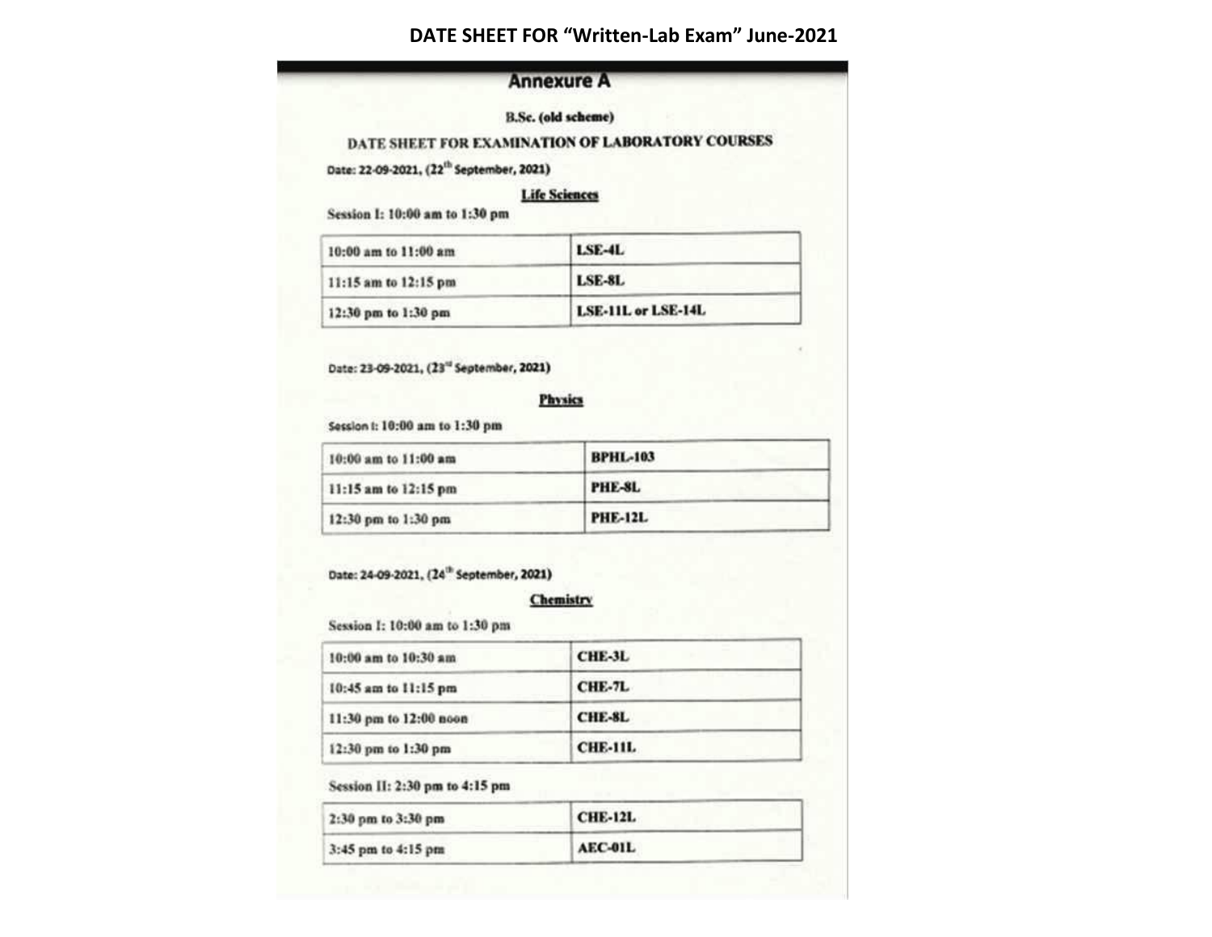# DATE SHEET FOR "Written-Lab Exam" June-2021

## Annexure A

**B.Sc. (old scheme)**

**DATE SHEET FOR EXAMINATION OF LABORATORY COURSES**

**Date: 22-09-2021, (22[th] September, 2021)**

**Life Sciences**

**Session I: 10:00 am to 1:30 pm**

| | |
|---|---|
| 10:00 am to 11:00 am | **LSE-4L** |
| 11:15 am to 12:15 pm | **LSE-8L** |
| 12:30 pm to 1:30 pm | **LSE-11L or LSE-14L** |

**Date: 23-09-2021, (23[rd] September, 2021)**

**Physics**

**Session I: 10:00 am to 1:30 pm**

| | |
|---|---|
| 10:00 am to 11:00 am | **BPHL-103** |
| 11:15 am to 12:15 pm | **PHE-8L** |
| 12:30 pm to 1:30 pm | **PHE-12L** |

**Date: 24-09-2021, (24[th] September, 2021)**

**Chemistry**

**Session I: 10:00 am to 1:30 pm**

| | |
|---|---|
| 10:00 am to 10:30 am | **CHE-3L** |
| 10:45 am to 11:15 pm | **CHE-7L** |
| 11:30 pm to 12:00 noon | **CHE-8L** |
| 12:30 pm to 1:30 pm | **CHE-11L** |

**Session II: 2:30 pm to 4:15 pm**

| | |
|---|---|
| 2:30 pm to 3:30 pm | **CHE-12L** |
| 3:45 pm to 4:15 pm | **AEC-01L** |